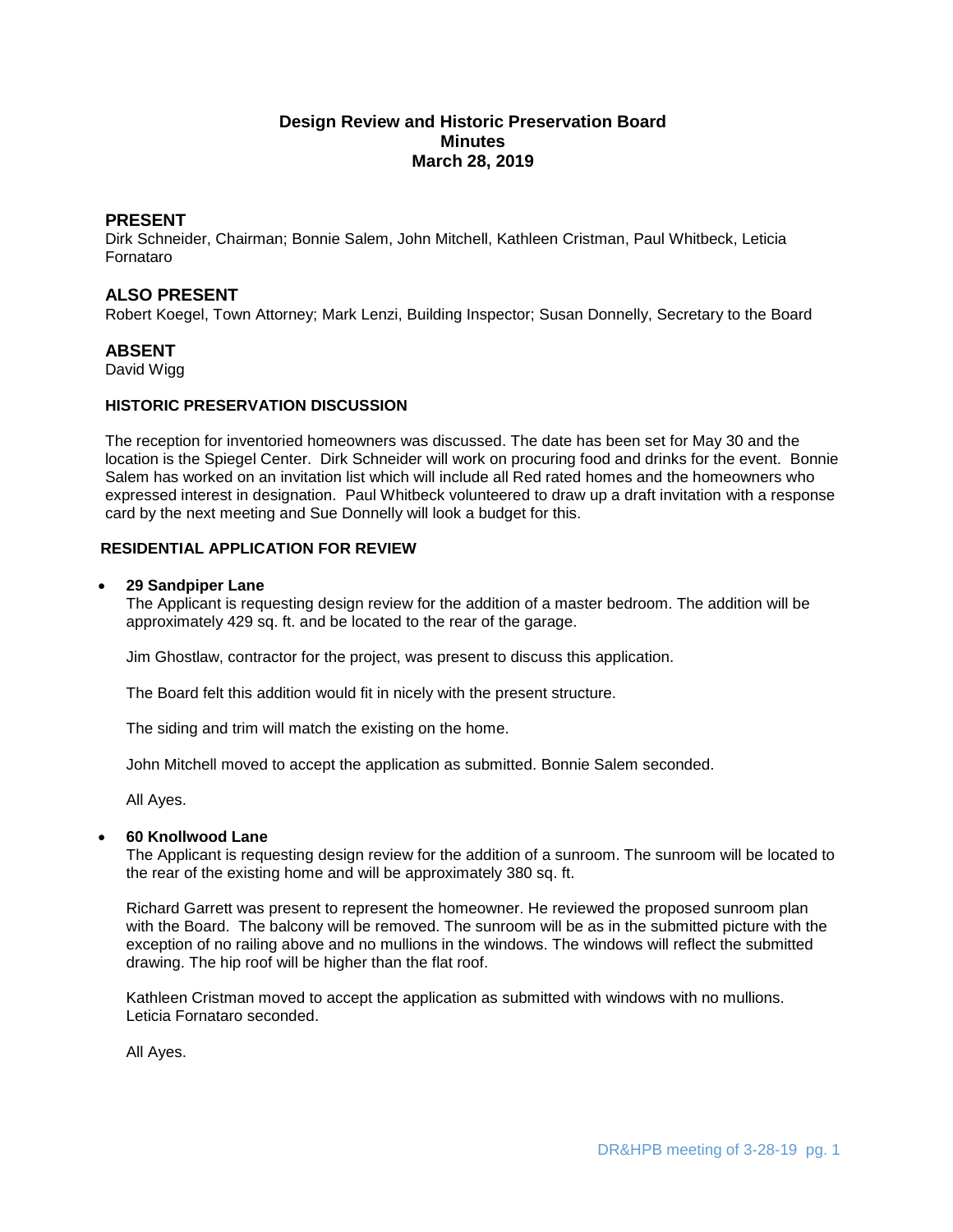# Design Review and Historic Preservation Board
## Minutes
## March 28, 2019

## PRESENT

Dirk Schneider, Chairman; Bonnie Salem, John Mitchell, Kathleen Cristman, Paul Whitbeck, Leticia Fornataro

## ALSO PRESENT

Robert Koegel, Town Attorney; Mark Lenzi, Building Inspector; Susan Donnelly, Secretary to the Board

## ABSENT

David Wigg

### HISTORIC PRESERVATION DISCUSSION

The reception for inventoried homeowners was discussed. The date has been set for May 30 and the location is the Spiegel Center. Dirk Schneider will work on procuring food and drinks for the event. Bonnie Salem has worked on an invitation list which will include all Red rated homes and the homeowners who expressed interest in designation. Paul Whitbeck volunteered to draw up a draft invitation with a response card by the next meeting and Sue Donnelly will look a budget for this.

### RESIDENTIAL APPLICATION FOR REVIEW

- **29 Sandpiper Lane**

  The Applicant is requesting design review for the addition of a master bedroom. The addition will be approximately 429 sq. ft. and be located to the rear of the garage.

  Jim Ghostlaw, contractor for the project, was present to discuss this application.

  The Board felt this addition would fit in nicely with the present structure.

  The siding and trim will match the existing on the home.

  John Mitchell moved to accept the application as submitted. Bonnie Salem seconded.

  All Ayes.

- **60 Knollwood Lane**

  The Applicant is requesting design review for the addition of a sunroom. The sunroom will be located to the rear of the existing home and will be approximately 380 sq. ft.

  Richard Garrett was present to represent the homeowner. He reviewed the proposed sunroom plan with the Board. The balcony will be removed. The sunroom will be as in the submitted picture with the exception of no railing above and no mullions in the windows. The windows will reflect the submitted drawing. The hip roof will be higher than the flat roof.

  Kathleen Cristman moved to accept the application as submitted with windows with no mullions. Leticia Fornataro seconded.

  All Ayes.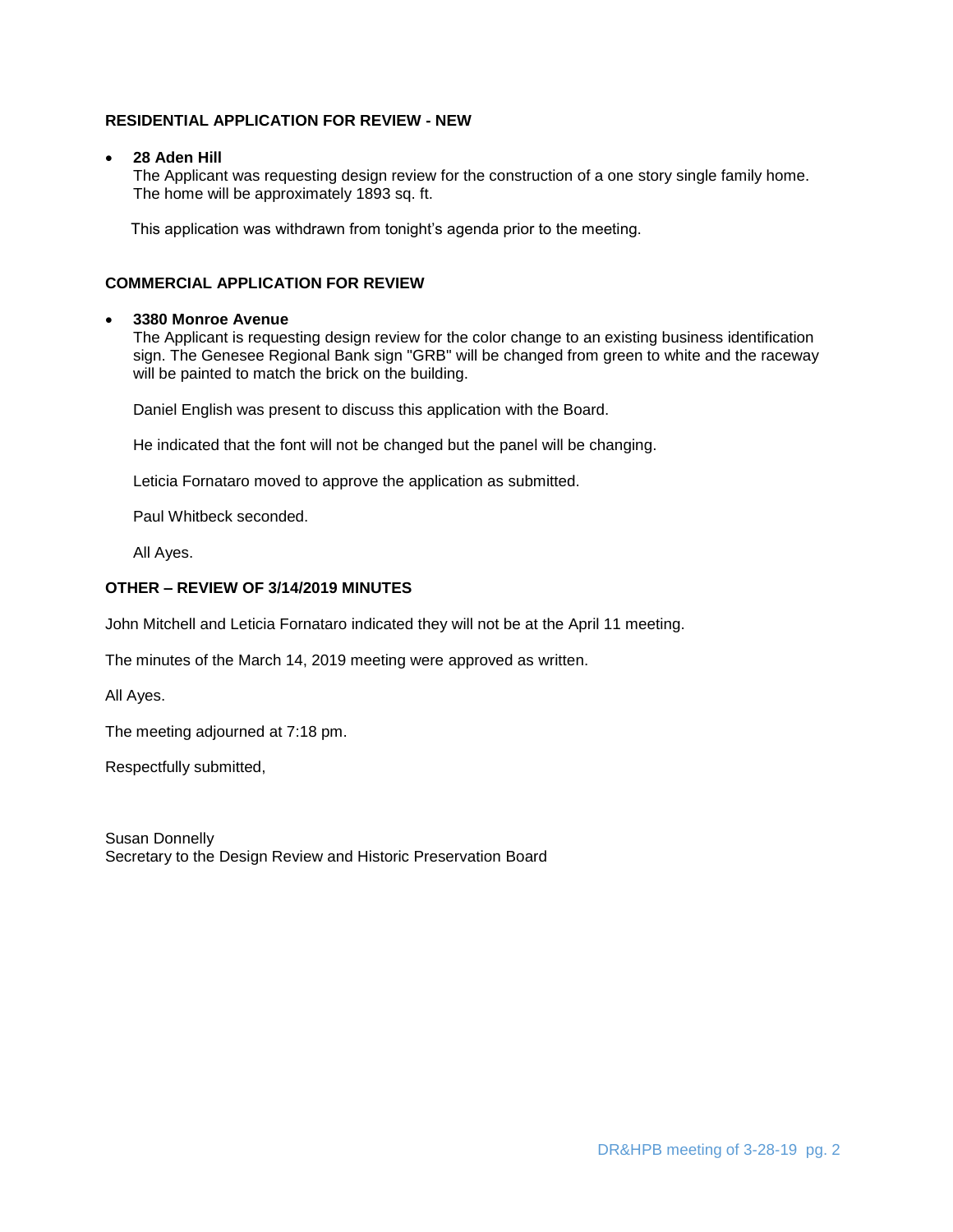**RESIDENTIAL APPLICATION FOR REVIEW - NEW**

- **28 Aden Hill**
  The Applicant was requesting design review for the construction of a one story single family home. The home will be approximately 1893 sq. ft.

  This application was withdrawn from tonight's agenda prior to the meeting.

**COMMERCIAL APPLICATION FOR REVIEW**

- **3380 Monroe Avenue**
  The Applicant is requesting design review for the color change to an existing business identification sign. The Genesee Regional Bank sign "GRB" will be changed from green to white and the raceway will be painted to match the brick on the building.

  Daniel English was present to discuss this application with the Board.

  He indicated that the font will not be changed but the panel will be changing.

  Leticia Fornataro moved to approve the application as submitted.

  Paul Whitbeck seconded.

  All Ayes.

**OTHER – REVIEW OF 3/14/2019 MINUTES**

John Mitchell and Leticia Fornataro indicated they will not be at the April 11 meeting.

The minutes of the March 14, 2019 meeting were approved as written.

All Ayes.

The meeting adjourned at 7:18 pm.

Respectfully submitted,

Susan Donnelly
Secretary to the Design Review and Historic Preservation Board